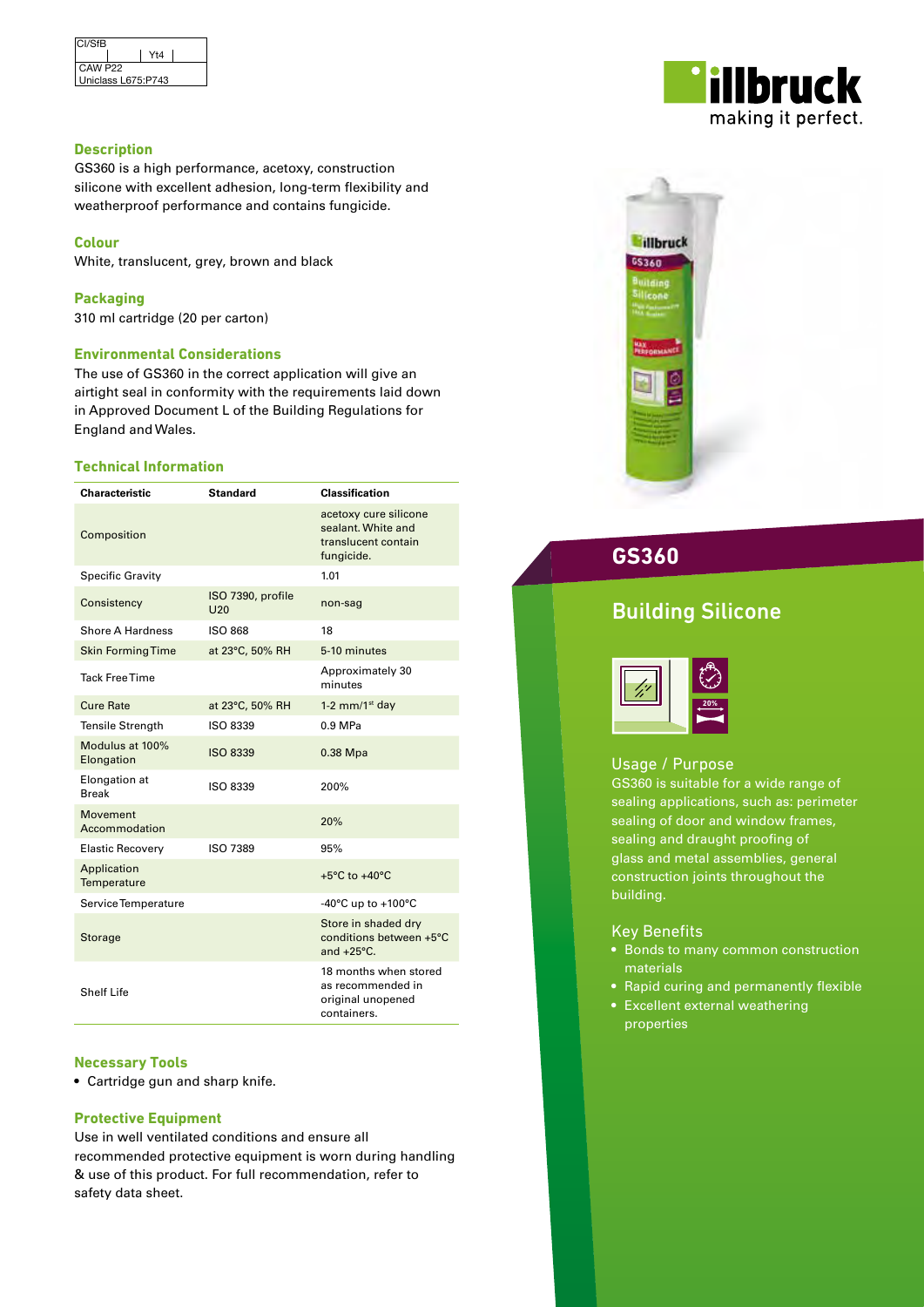| CI/SfB | | Yt4 | |
|---|---|---|---|
| CAW P22 | | | |
| Uniclass L675:P743 | | | |

illbruck
making it perfect.

## GS360

## Building Silicone

### Description

GS360 is a high performance, acetoxy, construction silicone with excellent adhesion, long-term flexibility and weatherproof performance and contains fungicide.

### Colour

White, translucent, grey, brown and black

### Packaging

310 ml cartridge (20 per carton)

### Environmental Considerations

The use of GS360 in the correct application will give an airtight seal in conformity with the requirements laid down in Approved Document L of the Building Regulations for England and Wales.

### Technical Information

| Characteristic | Standard | Classification |
|---|---|---|
| Composition | | acetoxy cure silicone sealant. White and translucent contain fungicide. |
| Specific Gravity | | 1.01 |
| Consistency | ISO 7390, profile U20 | non-sag |
| Shore A Hardness | ISO 868 | 18 |
| Skin Forming Time | at 23°C, 50% RH | 5-10 minutes |
| Tack Free Time | | Approximately 30 minutes |
| Cure Rate | at 23°C, 50% RH | 1-2 mm/1st day |
| Tensile Strength | ISO 8339 | 0.9 MPa |
| Modulus at 100% Elongation | ISO 8339 | 0.38 Mpa |
| Elongation at Break | ISO 8339 | 200% |
| Movement Accommodation | | 20% |
| Elastic Recovery | ISO 7389 | 95% |
| Application Temperature | | +5°C to +40°C |
| Service Temperature | | -40°C up to +100°C |
| Storage | | Store in shaded dry conditions between +5°C and +25°C. |
| Shelf Life | | 18 months when stored as recommended in original unopened containers. |

### Necessary Tools

- Cartridge gun and sharp knife.

### Protective Equipment

Use in well ventilated conditions and ensure all recommended protective equipment is worn during handling & use of this product. For full recommendation, refer to safety data sheet.

### Usage / Purpose

GS360 is suitable for a wide range of sealing applications, such as: perimeter sealing of door and window frames, sealing and draught proofing of glass and metal assemblies, general construction joints throughout the building.

### Key Benefits

- Bonds to many common construction materials
- Rapid curing and permanently flexible
- Excellent external weathering properties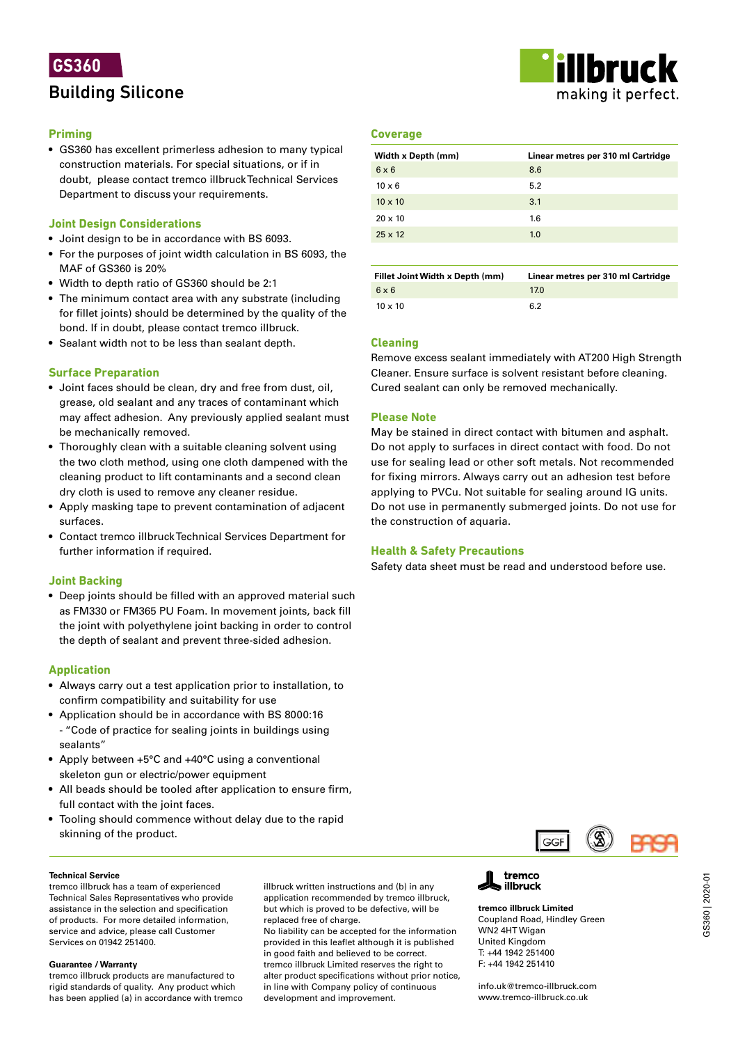# GS360

## Building Silicone

### Priming

- GS360 has excellent primerless adhesion to many typical construction materials. For special situations, or if in doubt, please contact tremco illbruck Technical Services Department to discuss your requirements.

### Joint Design Considerations

- Joint design to be in accordance with BS 6093.
- For the purposes of joint width calculation in BS 6093, the MAF of GS360 is 20%
- Width to depth ratio of GS360 should be 2:1
- The minimum contact area with any substrate (including for fillet joints) should be determined by the quality of the bond. If in doubt, please contact tremco illbruck.
- Sealant width not to be less than sealant depth.

### Surface Preparation

- Joint faces should be clean, dry and free from dust, oil, grease, old sealant and any traces of contaminant which may affect adhesion. Any previously applied sealant must be mechanically removed.
- Thoroughly clean with a suitable cleaning solvent using the two cloth method, using one cloth dampened with the cleaning product to lift contaminants and a second clean dry cloth is used to remove any cleaner residue.
- Apply masking tape to prevent contamination of adjacent surfaces.
- Contact tremco illbruck Technical Services Department for further information if required.

### Joint Backing

- Deep joints should be filled with an approved material such as FM330 or FM365 PU Foam. In movement joints, back fill the joint with polyethylene joint backing in order to control the depth of sealant and prevent three-sided adhesion.

### Application

- Always carry out a test application prior to installation, to confirm compatibility and suitability for use
- Application should be in accordance with BS 8000:16 - "Code of practice for sealing joints in buildings using sealants"
- Apply between +5°C and +40°C using a conventional skeleton gun or electric/power equipment
- All beads should be tooled after application to ensure firm, full contact with the joint faces.
- Tooling should commence without delay due to the rapid skinning of the product.

### Coverage

| Width x Depth (mm) | Linear metres per 310 ml Cartridge |
|---|---|
| 6 x 6 | 8.6 |
| 10 x 6 | 5.2 |
| 10 x 10 | 3.1 |
| 20 x 10 | 1.6 |
| 25 x 12 | 1.0 |

| Fillet Joint Width x Depth (mm) | Linear metres per 310 ml Cartridge |
|---|---|
| 6 x 6 | 17.0 |
| 10 x 10 | 6.2 |

### Cleaning

Remove excess sealant immediately with AT200 High Strength Cleaner. Ensure surface is solvent resistant before cleaning. Cured sealant can only be removed mechanically.

### Please Note

May be stained in direct contact with bitumen and asphalt. Do not apply to surfaces in direct contact with food. Do not use for sealing lead or other soft metals. Not recommended for fixing mirrors. Always carry out an adhesion test before applying to PVCu. Not suitable for sealing around IG units. Do not use in permanently submerged joints. Do not use for the construction of aquaria.

### Health & Safety Precautions

Safety data sheet must be read and understood before use.

GGF   BASA

---

**Technical Service**
tremco illbruck has a team of experienced Technical Sales Representatives who provide assistance in the selection and specification of products. For more detailed information, service and advice, please call Customer Services on 01942 251400.

**Guarantee / Warranty**
tremco illbruck products are manufactured to rigid standards of quality. Any product which has been applied (a) in accordance with tremco illbruck written instructions and (b) in any application recommended by tremco illbruck, but which is proved to be defective, will be replaced free of charge.
No liability can be accepted for the information provided in this leaflet although it is published in good faith and believed to be correct. tremco illbruck Limited reserves the right to alter product specifications without prior notice, in line with Company policy of continuous development and improvement.

**tremco illbruck Limited**
Coupland Road, Hindley Green
WN2 4HT Wigan
United Kingdom
T: +44 1942 251400
F: +44 1942 251410

info.uk@tremco-illbruck.com
www.tremco-illbruck.co.uk

GS360 | 2020-01